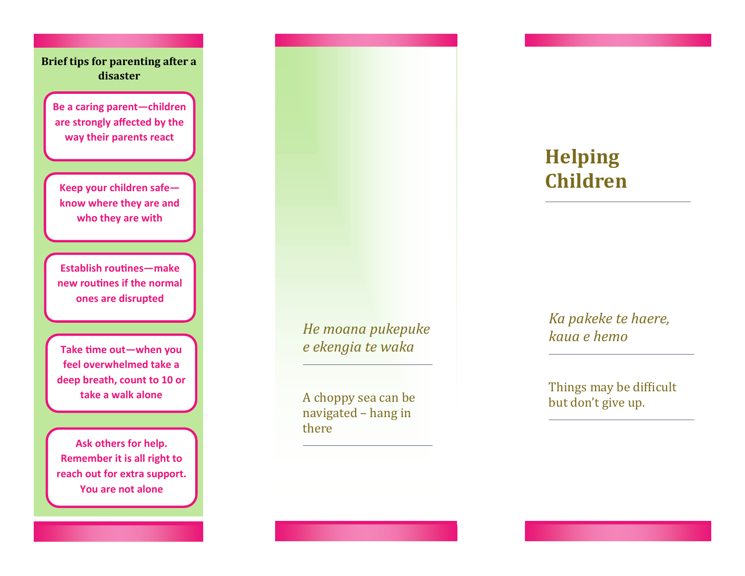**Brief tips for parenting after a disaster**

**Be a caring parent—children are strongly affected by the way their parents react**

**Keep your children safe—know where they are and who they are with**

**Establish routines—make new routines if the normal ones are disrupted**

**Take time out—when you feel overwhelmed take a deep breath, count to 10 or take a walk alone**

**Ask others for help. Remember it is all right to reach out for extra support. You are not alone**

*He moana pukepuke e ekengia te waka*

A choppy sea can be navigated – hang in there

# Helping Children

*Ka pakeke te haere, kaua e hemo*

Things may be difficult but don't give up.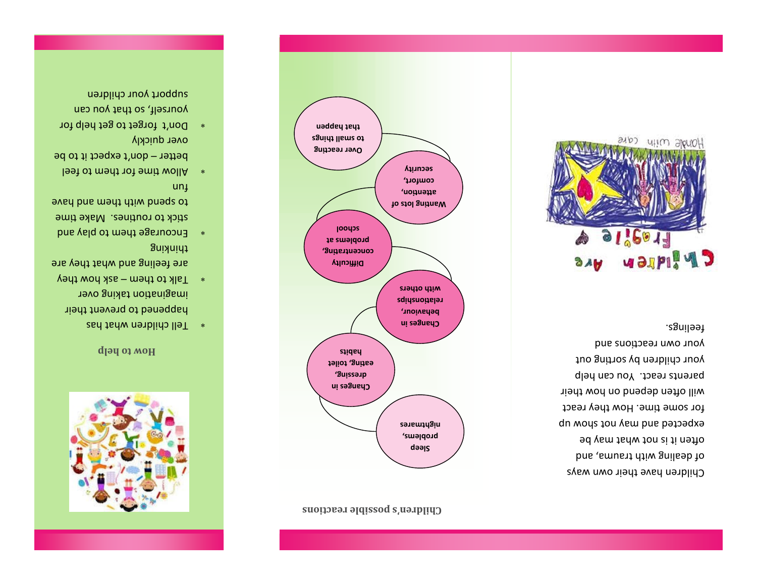Children have their own ways of dealing with trauma, and often it is not what may be expected and may not show up for some time. How they react will often depend on how their parents react. You can help your children by sorting out your own reactions and feelings.

Children Are Fragile

Handle with care

## Children's possible reactions

- Sleep problems, nightmares
- Changes in dressing, eating, toilet habits
- Changes in behaviour, relationships with others
- Difficulty concentrating, problems at school
- Wanting lots of attention, comfort, security
- Over reacting to small things that happen

## How to help

* Tell children what has happened to prevent their imagination taking over
* Talk to them – ask how they are feeling and what they are thinking
* Encourage them to play and stick to routines. Make time to spend with them and have fun
* Allow time for them to feel better – don't expect it to be over quickly
* Don't forget to get help for yourself, so that you can support your children